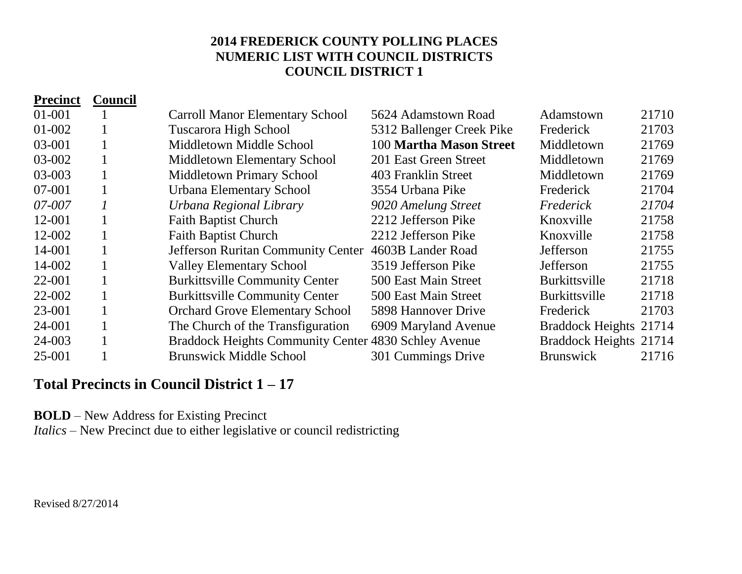# 2014 FREDERICK COUNTY POLLING PLACES
## NUMERIC LIST WITH COUNCIL DISTRICTS
## COUNCIL DISTRICT 1

| Precinct | Council | | | | |
|---|---|---|---|---|---|
| 01-001 | 1 | Carroll Manor Elementary School | 5624 Adamstown Road | Adamstown | 21710 |
| 01-002 | 1 | Tuscarora High School | 5312 Ballenger Creek Pike | Frederick | 21703 |
| 03-001 | 1 | Middletown Middle School | 100 **Martha Mason Street** | Middletown | 21769 |
| 03-002 | 1 | Middletown Elementary School | 201 East Green Street | Middletown | 21769 |
| 03-003 | 1 | Middletown Primary School | 403 Franklin Street | Middletown | 21769 |
| 07-001 | 1 | Urbana Elementary School | 3554 Urbana Pike | Frederick | 21704 |
| *07-007* | *1* | *Urbana Regional Library* | *9020 Amelung Street* | *Frederick* | *21704* |
| 12-001 | 1 | Faith Baptist Church | 2212 Jefferson Pike | Knoxville | 21758 |
| 12-002 | 1 | Faith Baptist Church | 2212 Jefferson Pike | Knoxville | 21758 |
| 14-001 | 1 | Jefferson Ruritan Community Center | 4603B Lander Road | Jefferson | 21755 |
| 14-002 | 1 | Valley Elementary School | 3519 Jefferson Pike | Jefferson | 21755 |
| 22-001 | 1 | Burkittsville Community Center | 500 East Main Street | Burkittsville | 21718 |
| 22-002 | 1 | Burkittsville Community Center | 500 East Main Street | Burkittsville | 21718 |
| 23-001 | 1 | Orchard Grove Elementary School | 5898 Hannover Drive | Frederick | 21703 |
| 24-001 | 1 | The Church of the Transfiguration | 6909 Maryland Avenue | Braddock Heights | 21714 |
| 24-003 | 1 | Braddock Heights Community Center | 4830 Schley Avenue | Braddock Heights | 21714 |
| 25-001 | 1 | Brunswick Middle School | 301 Cummings Drive | Brunswick | 21716 |

## Total Precincts in Council District 1 – 17

**BOLD** – New Address for Existing Precinct
*Italics* – New Precinct due to either legislative or council redistricting

Revised 8/27/2014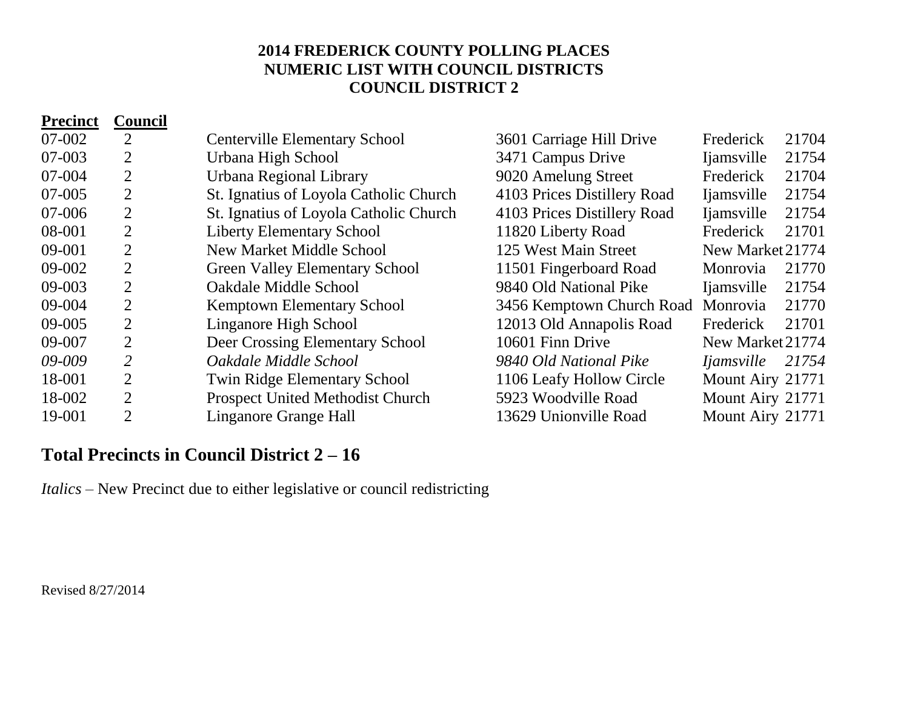# 2014 FREDERICK COUNTY POLLING PLACES
## NUMERIC LIST WITH COUNCIL DISTRICTS
## COUNCIL DISTRICT 2

| Precinct | Council | Polling Place | Address | City | Zip |
|---|---|---|---|---|---|
| 07-002 | 2 | Centerville Elementary School | 3601 Carriage Hill Drive | Frederick | 21704 |
| 07-003 | 2 | Urbana High School | 3471 Campus Drive | Ijamsville | 21754 |
| 07-004 | 2 | Urbana Regional Library | 9020 Amelung Street | Frederick | 21704 |
| 07-005 | 2 | St. Ignatius of Loyola Catholic Church | 4103 Prices Distillery Road | Ijamsville | 21754 |
| 07-006 | 2 | St. Ignatius of Loyola Catholic Church | 4103 Prices Distillery Road | Ijamsville | 21754 |
| 08-001 | 2 | Liberty Elementary School | 11820 Liberty Road | Frederick | 21701 |
| 09-001 | 2 | New Market Middle School | 125 West Main Street | New Market | 21774 |
| 09-002 | 2 | Green Valley Elementary School | 11501 Fingerboard Road | Monrovia | 21770 |
| 09-003 | 2 | Oakdale Middle School | 9840 Old National Pike | Ijamsville | 21754 |
| 09-004 | 2 | Kemptown Elementary School | 3456 Kemptown Church Road | Monrovia | 21770 |
| 09-005 | 2 | Linganore High School | 12013 Old Annapolis Road | Frederick | 21701 |
| 09-007 | 2 | Deer Crossing Elementary School | 10601 Finn Drive | New Market | 21774 |
| *09-009* | *2* | *Oakdale Middle School* | *9840 Old National Pike* | *Ijamsville* | *21754* |
| 18-001 | 2 | Twin Ridge Elementary School | 1106 Leafy Hollow Circle | Mount Airy | 21771 |
| 18-002 | 2 | Prospect United Methodist Church | 5923 Woodville Road | Mount Airy | 21771 |
| 19-001 | 2 | Linganore Grange Hall | 13629 Unionville Road | Mount Airy | 21771 |

## Total Precincts in Council District 2 – 16

*Italics* – New Precinct due to either legislative or council redistricting

Revised 8/27/2014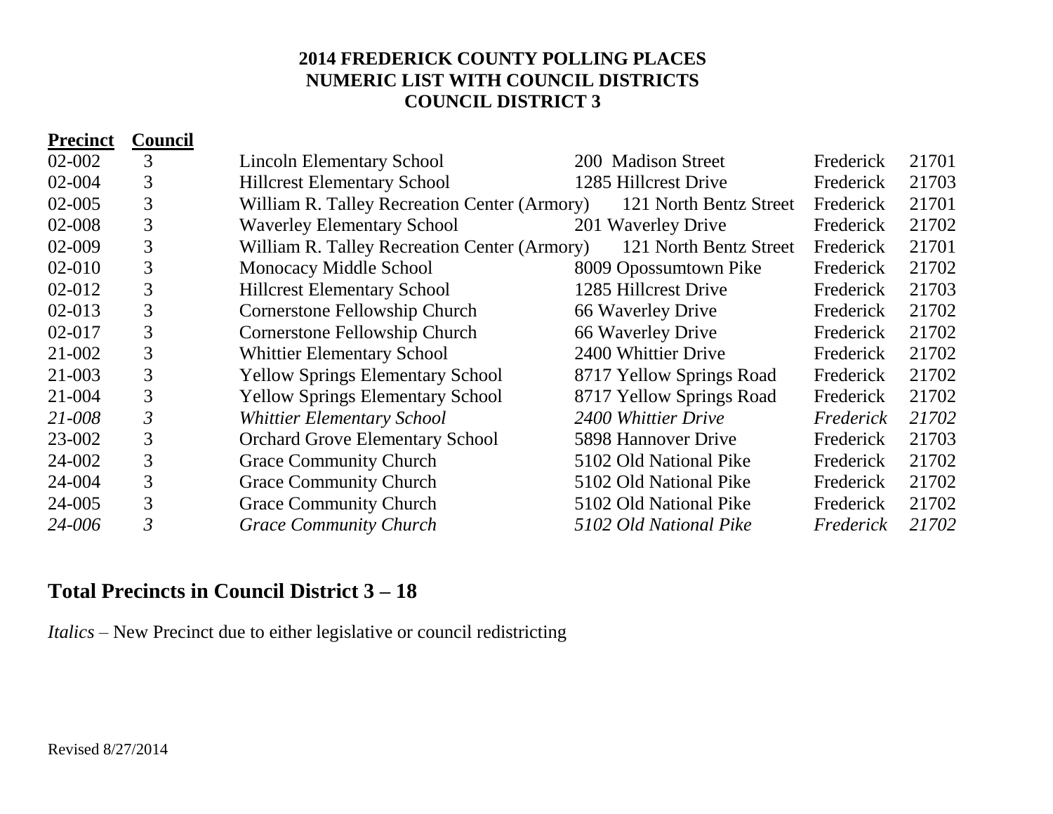**2014 FREDERICK COUNTY POLLING PLACES**
**NUMERIC LIST WITH COUNCIL DISTRICTS**
**COUNCIL DISTRICT 3**

| Precinct | Council | | | | |
|---|---|---|---|---|---|
| 02-002 | 3 | Lincoln Elementary School | 200 Madison Street | Frederick | 21701 |
| 02-004 | 3 | Hillcrest Elementary School | 1285 Hillcrest Drive | Frederick | 21703 |
| 02-005 | 3 | William R. Talley Recreation Center (Armory) | 121 North Bentz Street | Frederick | 21701 |
| 02-008 | 3 | Waverley Elementary School | 201 Waverley Drive | Frederick | 21702 |
| 02-009 | 3 | William R. Talley Recreation Center (Armory) | 121 North Bentz Street | Frederick | 21701 |
| 02-010 | 3 | Monocacy Middle School | 8009 Opossumtown Pike | Frederick | 21702 |
| 02-012 | 3 | Hillcrest Elementary School | 1285 Hillcrest Drive | Frederick | 21703 |
| 02-013 | 3 | Cornerstone Fellowship Church | 66 Waverley Drive | Frederick | 21702 |
| 02-017 | 3 | Cornerstone Fellowship Church | 66 Waverley Drive | Frederick | 21702 |
| 21-002 | 3 | Whittier Elementary School | 2400 Whittier Drive | Frederick | 21702 |
| 21-003 | 3 | Yellow Springs Elementary School | 8717 Yellow Springs Road | Frederick | 21702 |
| 21-004 | 3 | Yellow Springs Elementary School | 8717 Yellow Springs Road | Frederick | 21702 |
| *21-008* | *3* | *Whittier Elementary School* | *2400 Whittier Drive* | *Frederick* | *21702* |
| 23-002 | 3 | Orchard Grove Elementary School | 5898 Hannover Drive | Frederick | 21703 |
| 24-002 | 3 | Grace Community Church | 5102 Old National Pike | Frederick | 21702 |
| 24-004 | 3 | Grace Community Church | 5102 Old National Pike | Frederick | 21702 |
| 24-005 | 3 | Grace Community Church | 5102 Old National Pike | Frederick | 21702 |
| *24-006* | *3* | *Grace Community Church* | *5102 Old National Pike* | *Frederick* | *21702* |

## Total Precincts in Council District 3 – 18

*Italics* – New Precinct due to either legislative or council redistricting

Revised 8/27/2014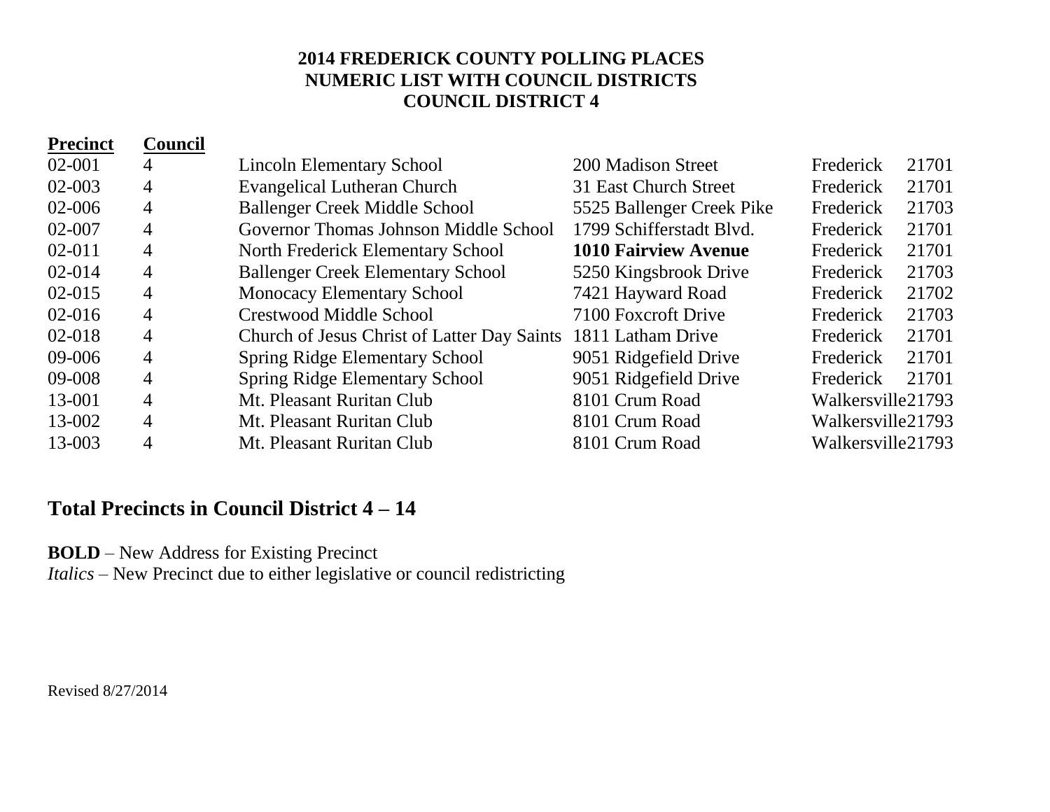**2014 FREDERICK COUNTY POLLING PLACES**
**NUMERIC LIST WITH COUNCIL DISTRICTS**
**COUNCIL DISTRICT 4**

| Precinct | Council | | | | |
|---|---|---|---|---|---|
| 02-001 | 4 | Lincoln Elementary School | 200 Madison Street | Frederick | 21701 |
| 02-003 | 4 | Evangelical Lutheran Church | 31 East Church Street | Frederick | 21701 |
| 02-006 | 4 | Ballenger Creek Middle School | 5525 Ballenger Creek Pike | Frederick | 21703 |
| 02-007 | 4 | Governor Thomas Johnson Middle School | 1799 Schifferstadt Blvd. | Frederick | 21701 |
| 02-011 | 4 | North Frederick Elementary School | **1010 Fairview Avenue** | Frederick | 21701 |
| 02-014 | 4 | Ballenger Creek Elementary School | 5250 Kingsbrook Drive | Frederick | 21703 |
| 02-015 | 4 | Monocacy Elementary School | 7421 Hayward Road | Frederick | 21702 |
| 02-016 | 4 | Crestwood Middle School | 7100 Foxcroft Drive | Frederick | 21703 |
| 02-018 | 4 | Church of Jesus Christ of Latter Day Saints | 1811 Latham Drive | Frederick | 21701 |
| 09-006 | 4 | Spring Ridge Elementary School | 9051 Ridgefield Drive | Frederick | 21701 |
| 09-008 | 4 | Spring Ridge Elementary School | 9051 Ridgefield Drive | Frederick | 21701 |
| 13-001 | 4 | Mt. Pleasant Ruritan Club | 8101 Crum Road | Walkersville | 21793 |
| 13-002 | 4 | Mt. Pleasant Ruritan Club | 8101 Crum Road | Walkersville | 21793 |
| 13-003 | 4 | Mt. Pleasant Ruritan Club | 8101 Crum Road | Walkersville | 21793 |

## Total Precincts in Council District 4 – 14

**BOLD** – New Address for Existing Precinct
*Italics* – New Precinct due to either legislative or council redistricting

Revised 8/27/2014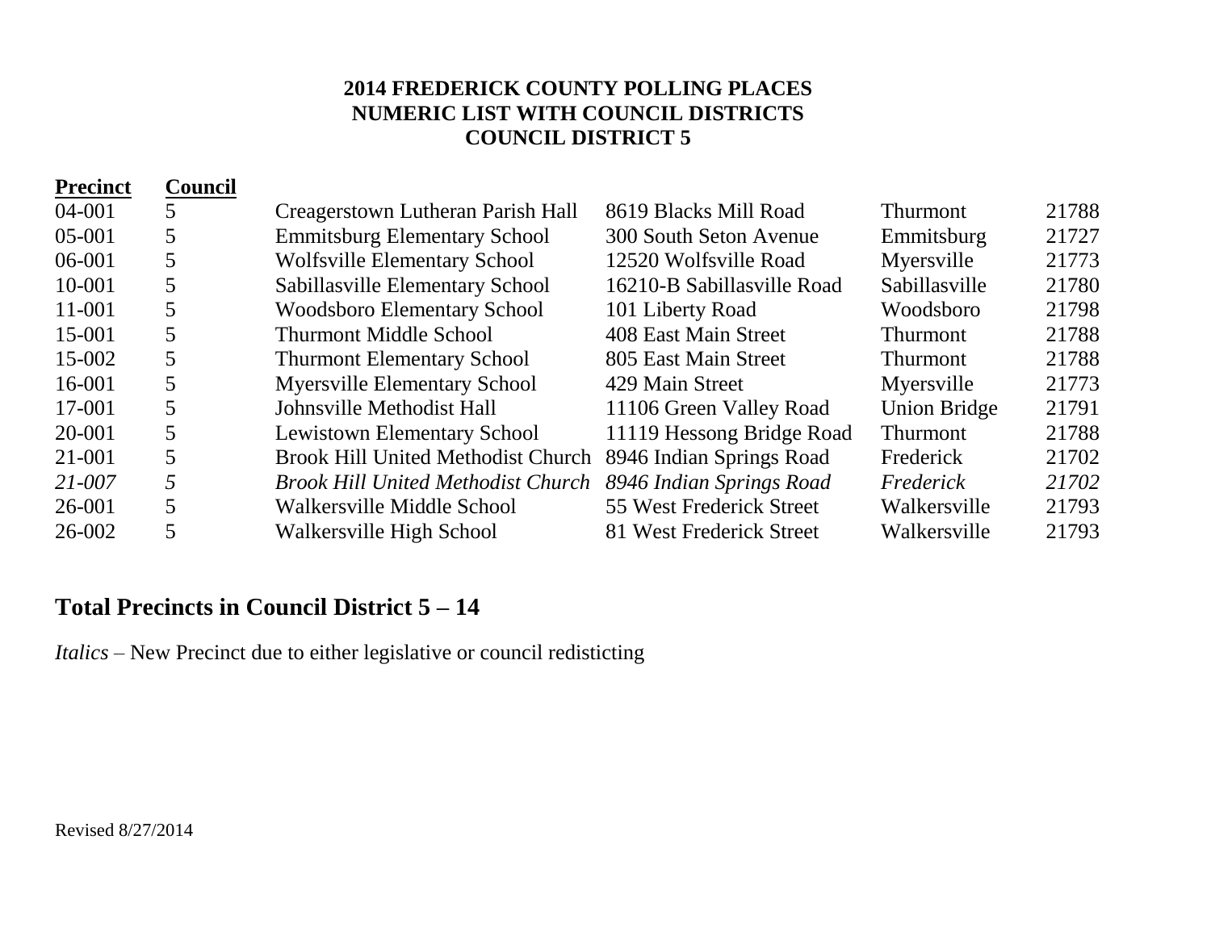**2014 FREDERICK COUNTY POLLING PLACES**
**NUMERIC LIST WITH COUNCIL DISTRICTS**
**COUNCIL DISTRICT 5**

| Precinct | Council | | | | |
|---|---|---|---|---|---|
| 04-001 | 5 | Creagerstown Lutheran Parish Hall | 8619 Blacks Mill Road | Thurmont | 21788 |
| 05-001 | 5 | Emmitsburg Elementary School | 300 South Seton Avenue | Emmitsburg | 21727 |
| 06-001 | 5 | Wolfsville Elementary School | 12520 Wolfsville Road | Myersville | 21773 |
| 10-001 | 5 | Sabillasville Elementary School | 16210-B Sabillasville Road | Sabillasville | 21780 |
| 11-001 | 5 | Woodsboro Elementary School | 101 Liberty Road | Woodsboro | 21798 |
| 15-001 | 5 | Thurmont Middle School | 408 East Main Street | Thurmont | 21788 |
| 15-002 | 5 | Thurmont Elementary School | 805 East Main Street | Thurmont | 21788 |
| 16-001 | 5 | Myersville Elementary School | 429 Main Street | Myersville | 21773 |
| 17-001 | 5 | Johnsville Methodist Hall | 11106 Green Valley Road | Union Bridge | 21791 |
| 20-001 | 5 | Lewistown Elementary School | 11119 Hessong Bridge Road | Thurmont | 21788 |
| 21-001 | 5 | Brook Hill United Methodist Church | 8946 Indian Springs Road | Frederick | 21702 |
| *21-007* | *5* | *Brook Hill United Methodist Church* | *8946 Indian Springs Road* | *Frederick* | *21702* |
| 26-001 | 5 | Walkersville Middle School | 55 West Frederick Street | Walkersville | 21793 |
| 26-002 | 5 | Walkersville High School | 81 West Frederick Street | Walkersville | 21793 |

## Total Precincts in Council District 5 – 14

*Italics* – New Precinct due to either legislative or council redisticting

Revised 8/27/2014